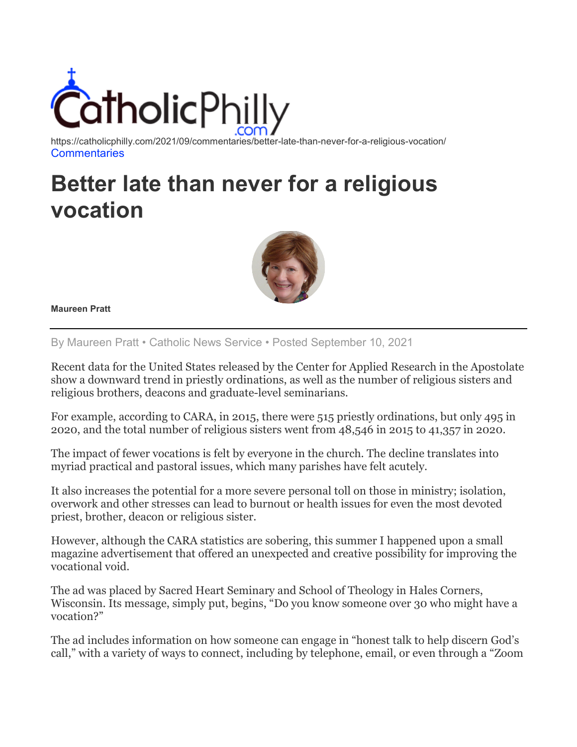https://catholicphilly.com/2021/09/commentaries/better-late-than-never-for-a-religious-vocation/

Commentaries

# Better late than never for a religious vocation

**Maureen Pratt**

By Maureen Pratt • Catholic News Service • Posted September 10, 2021

Recent data for the United States released by the Center for Applied Research in the Apostolate show a downward trend in priestly ordinations, as well as the number of religious sisters and religious brothers, deacons and graduate-level seminarians.

For example, according to CARA, in 2015, there were 515 priestly ordinations, but only 495 in 2020, and the total number of religious sisters went from 48,546 in 2015 to 41,357 in 2020.

The impact of fewer vocations is felt by everyone in the church. The decline translates into myriad practical and pastoral issues, which many parishes have felt acutely.

It also increases the potential for a more severe personal toll on those in ministry; isolation, overwork and other stresses can lead to burnout or health issues for even the most devoted priest, brother, deacon or religious sister.

However, although the CARA statistics are sobering, this summer I happened upon a small magazine advertisement that offered an unexpected and creative possibility for improving the vocational void.

The ad was placed by Sacred Heart Seminary and School of Theology in Hales Corners, Wisconsin. Its message, simply put, begins, "Do you know someone over 30 who might have a vocation?"

The ad includes information on how someone can engage in "honest talk to help discern God's call," with a variety of ways to connect, including by telephone, email, or even through a "Zoom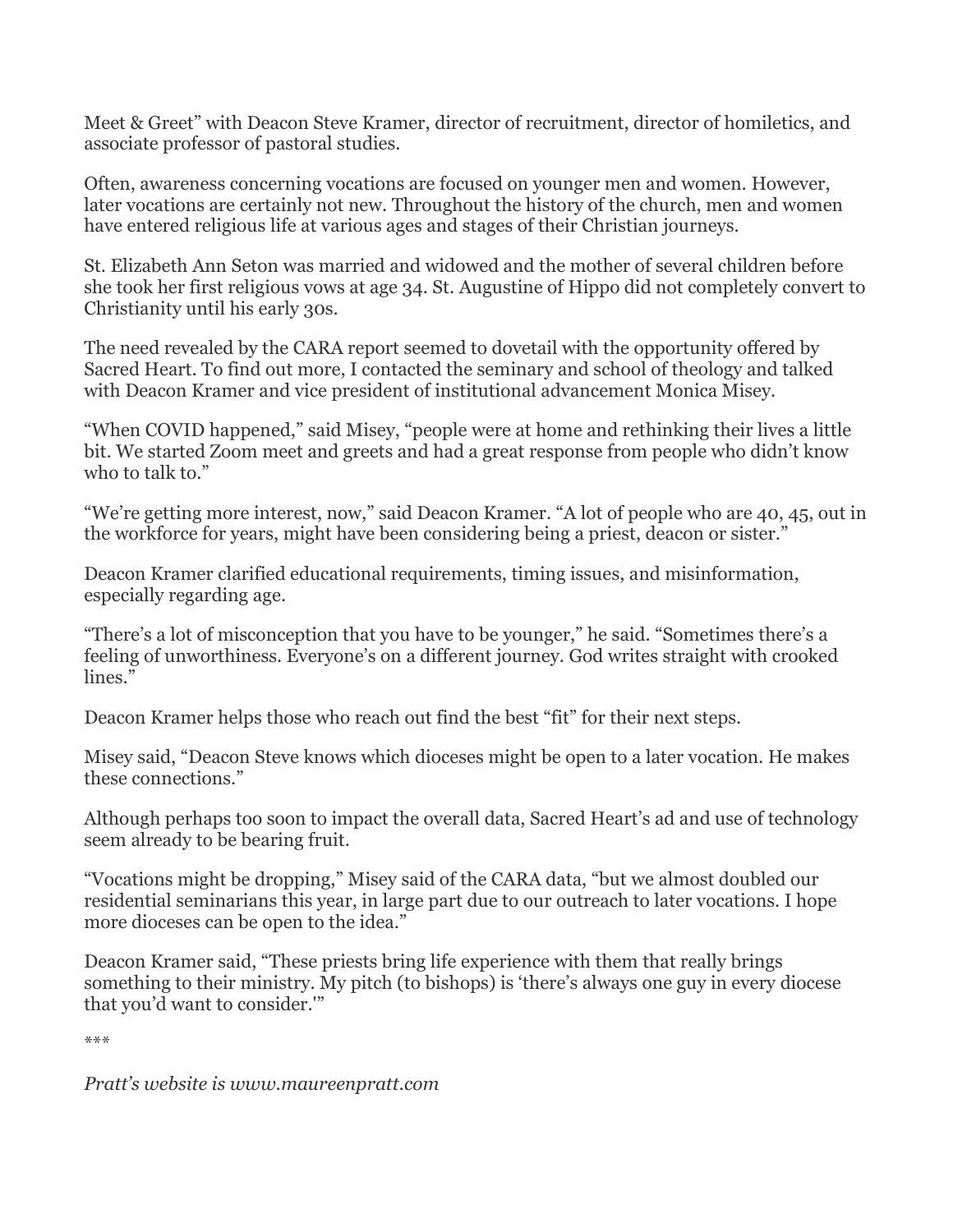Meet & Greet" with Deacon Steve Kramer, director of recruitment, director of homiletics, and associate professor of pastoral studies.

Often, awareness concerning vocations are focused on younger men and women. However, later vocations are certainly not new. Throughout the history of the church, men and women have entered religious life at various ages and stages of their Christian journeys.

St. Elizabeth Ann Seton was married and widowed and the mother of several children before she took her first religious vows at age 34. St. Augustine of Hippo did not completely convert to Christianity until his early 30s.

The need revealed by the CARA report seemed to dovetail with the opportunity offered by Sacred Heart. To find out more, I contacted the seminary and school of theology and talked with Deacon Kramer and vice president of institutional advancement Monica Misey.

"When COVID happened," said Misey, "people were at home and rethinking their lives a little bit. We started Zoom meet and greets and had a great response from people who didn't know who to talk to."

"We're getting more interest, now," said Deacon Kramer. "A lot of people who are 40, 45, out in the workforce for years, might have been considering being a priest, deacon or sister."

Deacon Kramer clarified educational requirements, timing issues, and misinformation, especially regarding age.

"There's a lot of misconception that you have to be younger," he said. "Sometimes there's a feeling of unworthiness. Everyone's on a different journey. God writes straight with crooked lines."

Deacon Kramer helps those who reach out find the best "fit" for their next steps.

Misey said, "Deacon Steve knows which dioceses might be open to a later vocation. He makes these connections."

Although perhaps too soon to impact the overall data, Sacred Heart's ad and use of technology seem already to be bearing fruit.

"Vocations might be dropping," Misey said of the CARA data, "but we almost doubled our residential seminarians this year, in large part due to our outreach to later vocations. I hope more dioceses can be open to the idea."

Deacon Kramer said, "These priests bring life experience with them that really brings something to their ministry. My pitch (to bishops) is 'there's always one guy in every diocese that you'd want to consider.'"

***

*Pratt's website is www.maureenpratt.com*